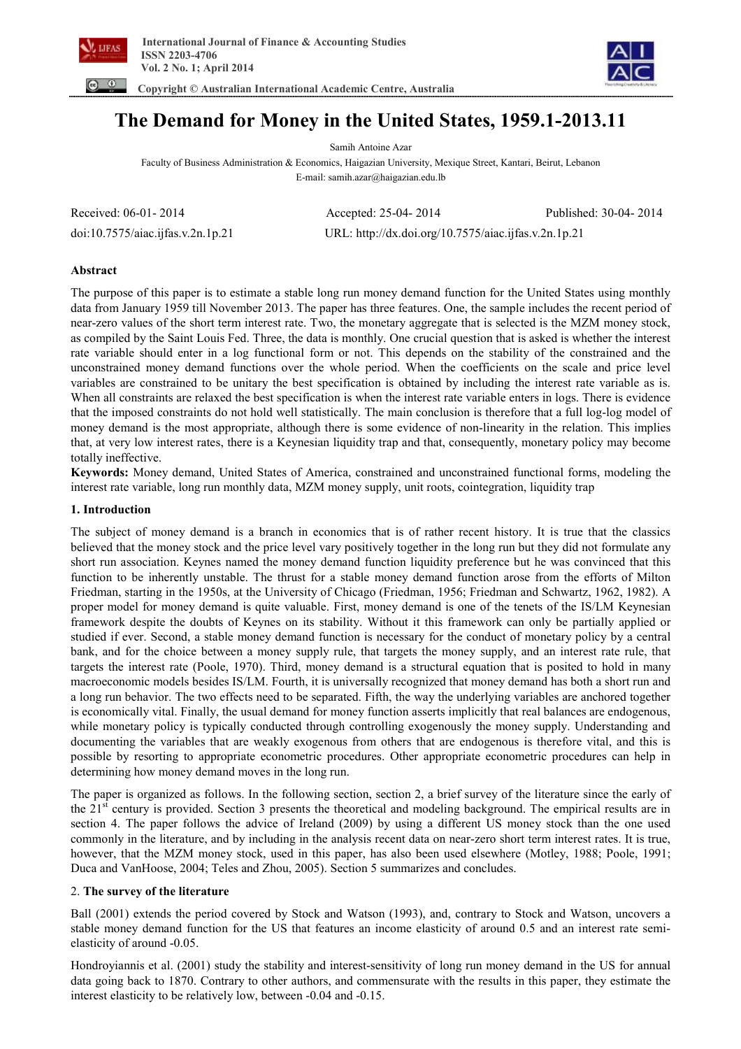# The Demand for Money in the United States, 1959.1-2013.11

Samih Antoine Azar

Faculty of Business Administration & Economics, Haigazian University, Mexique Street, Kantari, Beirut, Lebanon

E-mail: samih.azar@haigazian.edu.lb

Received: 06-01- 2014 Accepted: 25-04- 2014 Published: 30-04- 2014

doi:10.7575/aiac.ijfas.v.2n.1p.21 URL: http://dx.doi.org/10.7575/aiac.ijfas.v.2n.1p.21

## Abstract

The purpose of this paper is to estimate a stable long run money demand function for the United States using monthly data from January 1959 till November 2013. The paper has three features. One, the sample includes the recent period of near-zero values of the short term interest rate. Two, the monetary aggregate that is selected is the MZM money stock, as compiled by the Saint Louis Fed. Three, the data is monthly. One crucial question that is asked is whether the interest rate variable should enter in a log functional form or not. This depends on the stability of the constrained and the unconstrained money demand functions over the whole period. When the coefficients on the scale and price level variables are constrained to be unitary the best specification is obtained by including the interest rate variable as is. When all constraints are relaxed the best specification is when the interest rate variable enters in logs. There is evidence that the imposed constraints do not hold well statistically. The main conclusion is therefore that a full log-log model of money demand is the most appropriate, although there is some evidence of non-linearity in the relation. This implies that, at very low interest rates, there is a Keynesian liquidity trap and that, consequently, monetary policy may become totally ineffective.

**Keywords:** Money demand, United States of America, constrained and unconstrained functional forms, modeling the interest rate variable, long run monthly data, MZM money supply, unit roots, cointegration, liquidity trap

## 1. Introduction

The subject of money demand is a branch in economics that is of rather recent history. It is true that the classics believed that the money stock and the price level vary positively together in the long run but they did not formulate any short run association. Keynes named the money demand function liquidity preference but he was convinced that this function to be inherently unstable. The thrust for a stable money demand function arose from the efforts of Milton Friedman, starting in the 1950s, at the University of Chicago (Friedman, 1956; Friedman and Schwartz, 1962, 1982). A proper model for money demand is quite valuable. First, money demand is one of the tenets of the IS/LM Keynesian framework despite the doubts of Keynes on its stability. Without it this framework can only be partially applied or studied if ever. Second, a stable money demand function is necessary for the conduct of monetary policy by a central bank, and for the choice between a money supply rule, that targets the money supply, and an interest rate rule, that targets the interest rate (Poole, 1970). Third, money demand is a structural equation that is posited to hold in many macroeconomic models besides IS/LM. Fourth, it is universally recognized that money demand has both a short run and a long run behavior. The two effects need to be separated. Fifth, the way the underlying variables are anchored together is economically vital. Finally, the usual demand for money function asserts implicitly that real balances are endogenous, while monetary policy is typically conducted through controlling exogenously the money supply. Understanding and documenting the variables that are weakly exogenous from others that are endogenous is therefore vital, and this is possible by resorting to appropriate econometric procedures. Other appropriate econometric procedures can help in determining how money demand moves in the long run.

The paper is organized as follows. In the following section, section 2, a brief survey of the literature since the early of the 21st century is provided. Section 3 presents the theoretical and modeling background. The empirical results are in section 4. The paper follows the advice of Ireland (2009) by using a different US money stock than the one used commonly in the literature, and by including in the analysis recent data on near-zero short term interest rates. It is true, however, that the MZM money stock, used in this paper, has also been used elsewhere (Motley, 1988; Poole, 1991; Duca and VanHoose, 2004; Teles and Zhou, 2005). Section 5 summarizes and concludes.

## 2. The survey of the literature

Ball (2001) extends the period covered by Stock and Watson (1993), and, contrary to Stock and Watson, uncovers a stable money demand function for the US that features an income elasticity of around 0.5 and an interest rate semi-elasticity of around -0.05.

Hondroyiannis et al. (2001) study the stability and interest-sensitivity of long run money demand in the US for annual data going back to 1870. Contrary to other authors, and commensurate with the results in this paper, they estimate the interest elasticity to be relatively low, between -0.04 and -0.15.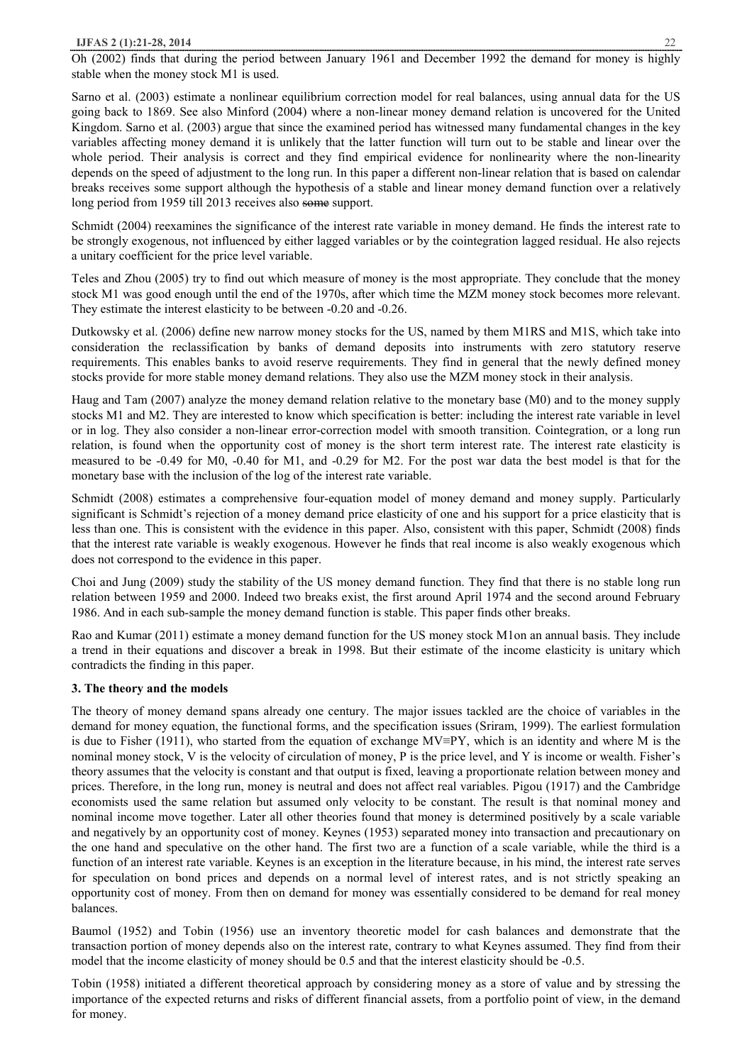Oh (2002) finds that during the period between January 1961 and December 1992 the demand for money is highly stable when the money stock M1 is used.

Sarno et al. (2003) estimate a nonlinear equilibrium correction model for real balances, using annual data for the US going back to 1869. See also Minford (2004) where a non-linear money demand relation is uncovered for the United Kingdom. Sarno et al. (2003) argue that since the examined period has witnessed many fundamental changes in the key variables affecting money demand it is unlikely that the latter function will turn out to be stable and linear over the whole period. Their analysis is correct and they find empirical evidence for nonlinearity where the non-linearity depends on the speed of adjustment to the long run. In this paper a different non-linear relation that is based on calendar breaks receives some support although the hypothesis of a stable and linear money demand function over a relatively long period from 1959 till 2013 receives also ~~some~~ support.

Schmidt (2004) reexamines the significance of the interest rate variable in money demand. He finds the interest rate to be strongly exogenous, not influenced by either lagged variables or by the cointegration lagged residual. He also rejects a unitary coefficient for the price level variable.

Teles and Zhou (2005) try to find out which measure of money is the most appropriate. They conclude that the money stock M1 was good enough until the end of the 1970s, after which time the MZM money stock becomes more relevant. They estimate the interest elasticity to be between -0.20 and -0.26.

Dutkowsky et al. (2006) define new narrow money stocks for the US, named by them M1RS and M1S, which take into consideration the reclassification by banks of demand deposits into instruments with zero statutory reserve requirements. This enables banks to avoid reserve requirements. They find in general that the newly defined money stocks provide for more stable money demand relations. They also use the MZM money stock in their analysis.

Haug and Tam (2007) analyze the money demand relation relative to the monetary base (M0) and to the money supply stocks M1 and M2. They are interested to know which specification is better: including the interest rate variable in level or in log. They also consider a non-linear error-correction model with smooth transition. Cointegration, or a long run relation, is found when the opportunity cost of money is the short term interest rate. The interest rate elasticity is measured to be -0.49 for M0, -0.40 for M1, and -0.29 for M2. For the post war data the best model is that for the monetary base with the inclusion of the log of the interest rate variable.

Schmidt (2008) estimates a comprehensive four-equation model of money demand and money supply. Particularly significant is Schmidt's rejection of a money demand price elasticity of one and his support for a price elasticity that is less than one. This is consistent with the evidence in this paper. Also, consistent with this paper, Schmidt (2008) finds that the interest rate variable is weakly exogenous. However he finds that real income is also weakly exogenous which does not correspond to the evidence in this paper.

Choi and Jung (2009) study the stability of the US money demand function. They find that there is no stable long run relation between 1959 and 2000. Indeed two breaks exist, the first around April 1974 and the second around February 1986. And in each sub-sample the money demand function is stable. This paper finds other breaks.

Rao and Kumar (2011) estimate a money demand function for the US money stock M1on an annual basis. They include a trend in their equations and discover a break in 1998. But their estimate of the income elasticity is unitary which contradicts the finding in this paper.

**3. The theory and the models**

The theory of money demand spans already one century. The major issues tackled are the choice of variables in the demand for money equation, the functional forms, and the specification issues (Sriram, 1999). The earliest formulation is due to Fisher (1911), who started from the equation of exchange $MV \equiv PY$, which is an identity and where M is the nominal money stock, V is the velocity of circulation of money, P is the price level, and Y is income or wealth. Fisher's theory assumes that the velocity is constant and that output is fixed, leaving a proportionate relation between money and prices. Therefore, in the long run, money is neutral and does not affect real variables. Pigou (1917) and the Cambridge economists used the same relation but assumed only velocity to be constant. The result is that nominal money and nominal income move together. Later all other theories found that money is determined positively by a scale variable and negatively by an opportunity cost of money. Keynes (1953) separated money into transaction and precautionary on the one hand and speculative on the other hand. The first two are a function of a scale variable, while the third is a function of an interest rate variable. Keynes is an exception in the literature because, in his mind, the interest rate serves for speculation on bond prices and depends on a normal level of interest rates, and is not strictly speaking an opportunity cost of money. From then on demand for money was essentially considered to be demand for real money balances.

Baumol (1952) and Tobin (1956) use an inventory theoretic model for cash balances and demonstrate that the transaction portion of money depends also on the interest rate, contrary to what Keynes assumed. They find from their model that the income elasticity of money should be 0.5 and that the interest elasticity should be -0.5.

Tobin (1958) initiated a different theoretical approach by considering money as a store of value and by stressing the importance of the expected returns and risks of different financial assets, from a portfolio point of view, in the demand for money.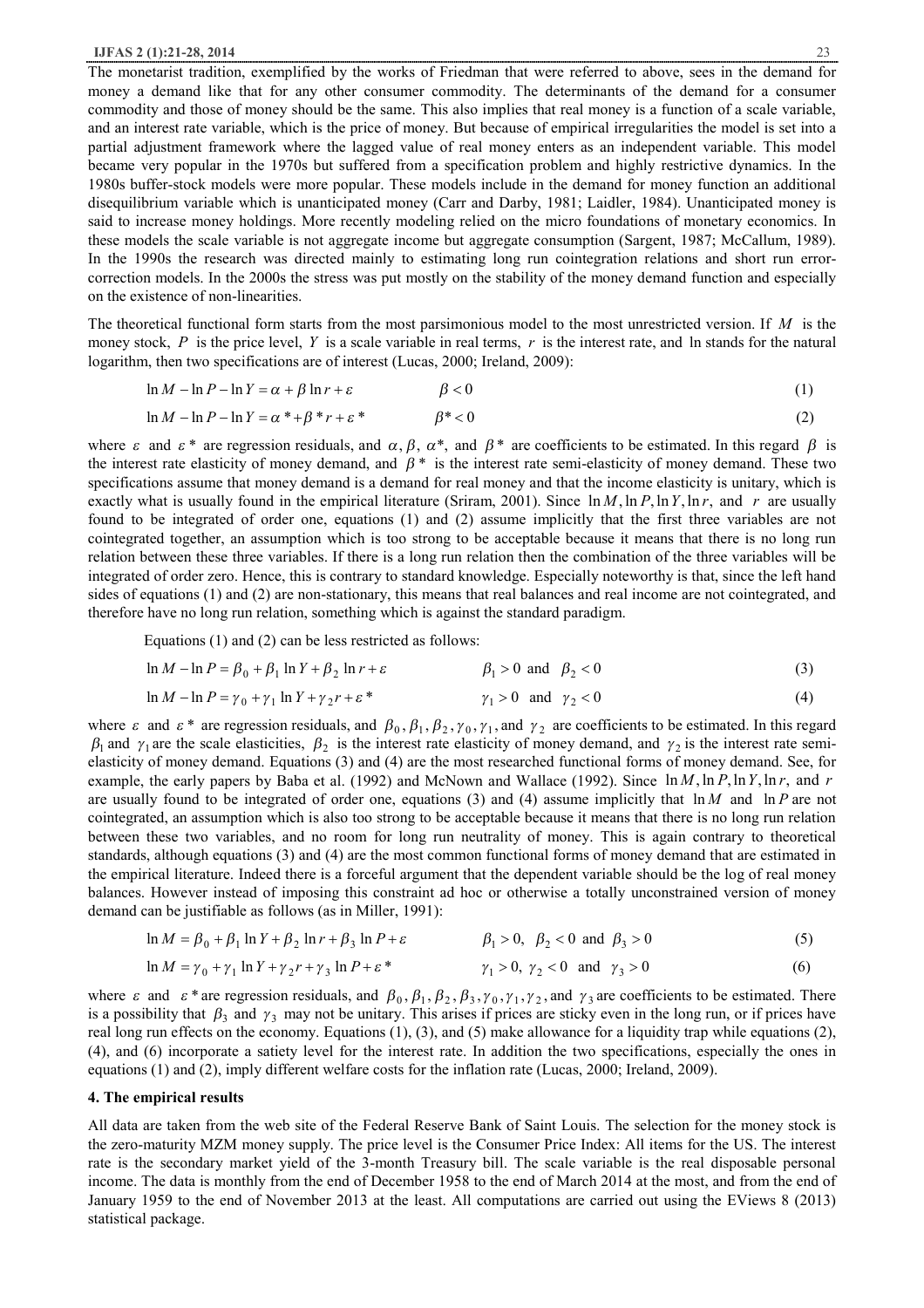The monetarist tradition, exemplified by the works of Friedman that were referred to above, sees in the demand for money a demand like that for any other consumer commodity. The determinants of the demand for a consumer commodity and those of money should be the same. This also implies that real money is a function of a scale variable, and an interest rate variable, which is the price of money. But because of empirical irregularities the model is set into a partial adjustment framework where the lagged value of real money enters as an independent variable. This model became very popular in the 1970s but suffered from a specification problem and highly restrictive dynamics. In the 1980s buffer-stock models were more popular. These models include in the demand for money function an additional disequilibrium variable which is unanticipated money (Carr and Darby, 1981; Laidler, 1984). Unanticipated money is said to increase money holdings. More recently modeling relied on the micro foundations of monetary economics. In these models the scale variable is not aggregate income but aggregate consumption (Sargent, 1987; McCallum, 1989). In the 1990s the research was directed mainly to estimating long run cointegration relations and short run error-correction models. In the 2000s the stress was put mostly on the stability of the money demand function and especially on the existence of non-linearities.

The theoretical functional form starts from the most parsimonious model to the most unrestricted version. If $M$ is the money stock, $P$ is the price level, $Y$ is a scale variable in real terms, $r$ is the interest rate, and $\ln$ stands for the natural logarithm, then two specifications are of interest (Lucas, 2000; Ireland, 2009):

$$\ln M - \ln P - \ln Y = \alpha + \beta \ln r + \varepsilon \qquad \beta < 0 \tag{1}$$

$$\ln M - \ln P - \ln Y = \alpha^* + \beta^* r + \varepsilon^* \qquad \beta^* < 0 \tag{2}$$

where $\varepsilon$ and $\varepsilon^*$ are regression residuals, and $\alpha, \beta, \alpha^*$, and $\beta^*$ are coefficients to be estimated. In this regard $\beta$ is the interest rate elasticity of money demand, and $\beta^*$ is the interest rate semi-elasticity of money demand. These two specifications assume that money demand is a demand for real money and that the income elasticity is unitary, which is exactly what is usually found in the empirical literature (Sriram, 2001). Since $\ln M, \ln P, \ln Y, \ln r$, and $r$ are usually found to be integrated of order one, equations (1) and (2) assume implicitly that the first three variables are not cointegrated together, an assumption which is too strong to be acceptable because it means that there is no long run relation between these three variables. If there is a long run relation then the combination of the three variables will be integrated of order zero. Hence, this is contrary to standard knowledge. Especially noteworthy is that, since the left hand sides of equations (1) and (2) are non-stationary, this means that real balances and real income are not cointegrated, and therefore have no long run relation, something which is against the standard paradigm.

Equations (1) and (2) can be less restricted as follows:

$$\ln M - \ln P = \beta_0 + \beta_1 \ln Y + \beta_2 \ln r + \varepsilon \qquad \beta_1 > 0 \text{ and } \beta_2 < 0 \tag{3}$$

$$\ln M - \ln P = \gamma_0 + \gamma_1 \ln Y + \gamma_2 r + \varepsilon^* \qquad \gamma_1 > 0 \text{ and } \gamma_2 < 0 \tag{4}$$

where $\varepsilon$ and $\varepsilon^*$ are regression residuals, and $\beta_0, \beta_1, \beta_2, \gamma_0, \gamma_1$, and $\gamma_2$ are coefficients to be estimated. In this regard $\beta_1$ and $\gamma_1$ are the scale elasticities, $\beta_2$ is the interest rate elasticity of money demand, and $\gamma_2$ is the interest rate semi-elasticity of money demand. Equations (3) and (4) are the most researched functional forms of money demand. See, for example, the early papers by Baba et al. (1992) and McNown and Wallace (1992). Since $\ln M, \ln P, \ln Y, \ln r$, and $r$ are usually found to be integrated of order one, equations (3) and (4) assume implicitly that $\ln M$ and $\ln P$ are not cointegrated, an assumption which is also too strong to be acceptable because it means that there is no long run relation between these two variables, and no room for long run neutrality of money. This is again contrary to theoretical standards, although equations (3) and (4) are the most common functional forms of money demand that are estimated in the empirical literature. Indeed there is a forceful argument that the dependent variable should be the log of real money balances. However instead of imposing this constraint ad hoc or otherwise a totally unconstrained version of money demand can be justifiable as follows (as in Miller, 1991):

$$\ln M = \beta_0 + \beta_1 \ln Y + \beta_2 \ln r + \beta_3 \ln P + \varepsilon \qquad \beta_1 > 0,\ \beta_2 < 0 \text{ and } \beta_3 > 0 \tag{5}$$

$$\ln M = \gamma_0 + \gamma_1 \ln Y + \gamma_2 r + \gamma_3 \ln P + \varepsilon^* \qquad \gamma_1 > 0,\ \gamma_2 < 0 \text{ and } \gamma_3 > 0 \tag{6}$$

where $\varepsilon$ and $\varepsilon^*$ are regression residuals, and $\beta_0, \beta_1, \beta_2, \beta_3, \gamma_0, \gamma_1, \gamma_2$, and $\gamma_3$ are coefficients to be estimated. There is a possibility that $\beta_3$ and $\gamma_3$ may not be unitary. This arises if prices are sticky even in the long run, or if prices have real long run effects on the economy. Equations (1), (3), and (5) make allowance for a liquidity trap while equations (2), (4), and (6) incorporate a satiety level for the interest rate. In addition the two specifications, especially the ones in equations (1) and (2), imply different welfare costs for the inflation rate (Lucas, 2000; Ireland, 2009).

## 4. The empirical results

All data are taken from the web site of the Federal Reserve Bank of Saint Louis. The selection for the money stock is the zero-maturity MZM money supply. The price level is the Consumer Price Index: All items for the US. The interest rate is the secondary market yield of the 3-month Treasury bill. The scale variable is the real disposable personal income. The data is monthly from the end of December 1958 to the end of March 2014 at the most, and from the end of January 1959 to the end of November 2013 at the least. All computations are carried out using the EViews 8 (2013) statistical package.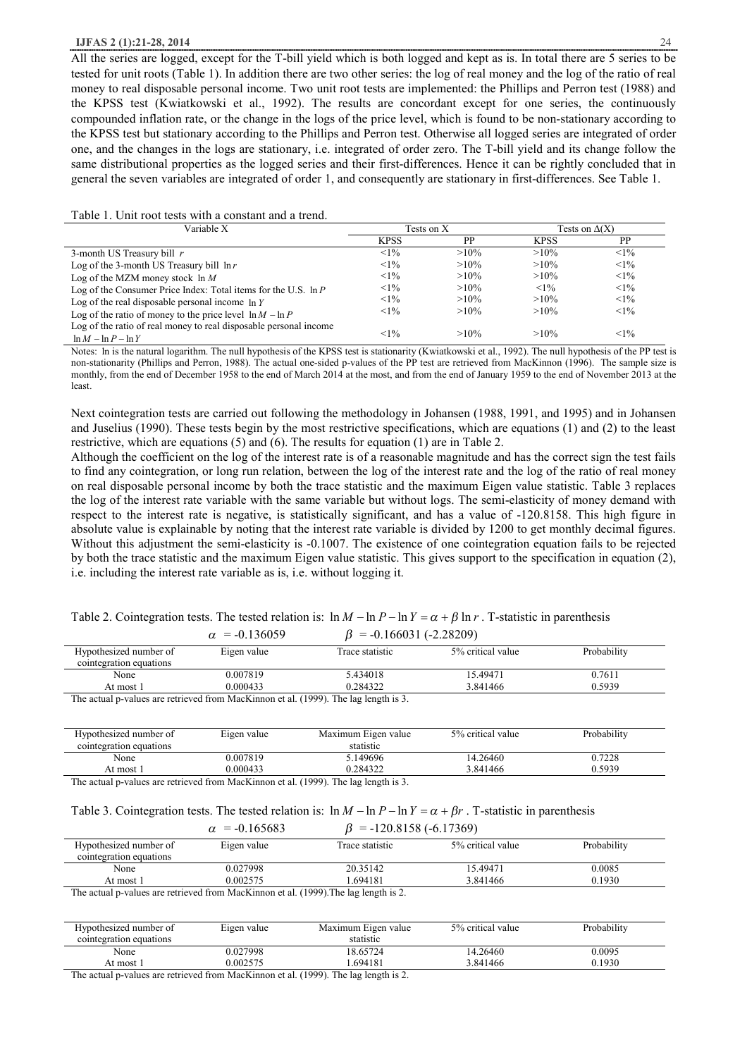All the series are logged, except for the T-bill yield which is both logged and kept as is. In total there are 5 series to be tested for unit roots (Table 1). In addition there are two other series: the log of real money and the log of the ratio of real money to real disposable personal income. Two unit root tests are implemented: the Phillips and Perron test (1988) and the KPSS test (Kwiatkowski et al., 1992). The results are concordant except for one series, the continuously compounded inflation rate, or the change in the logs of the price level, which is found to be non-stationary according to the KPSS test but stationary according to the Phillips and Perron test. Otherwise all logged series are integrated of order one, and the changes in the logs are stationary, i.e. integrated of order zero. The T-bill yield and its change follow the same distributional properties as the logged series and their first-differences. Hence it can be rightly concluded that in general the seven variables are integrated of order 1, and consequently are stationary in first-differences. See Table 1.

Table 1. Unit root tests with a constant and a trend.

| Variable X | Tests on X | | Tests on $\Delta(X)$ | |
|---|---|---|---|---|
| | KPSS | PP | KPSS | PP |
| 3-month US Treasury bill $r$ | <1% | >10% | >10% | <1% |
| Log of the 3-month US Treasury bill $\ln r$ | <1% | >10% | >10% | <1% |
| Log of the MZM money stock $\ln M$ | <1% | >10% | >10% | <1% |
| Log of the Consumer Price Index: Total items for the U.S. $\ln P$ | <1% | >10% | <1% | <1% |
| Log of the real disposable personal income $\ln Y$ | <1% | >10% | >10% | <1% |
| Log of the ratio of money to the price level $\ln M - \ln P$ | <1% | >10% | >10% | <1% |
| Log of the ratio of real money to real disposable personal income $\ln M - \ln P - \ln Y$ | <1% | >10% | >10% | <1% |

Notes: ln is the natural logarithm. The null hypothesis of the KPSS test is stationarity (Kwiatkowski et al., 1992). The null hypothesis of the PP test is non-stationarity (Phillips and Perron, 1988). The actual one-sided p-values of the PP test are retrieved from MacKinnon (1996). The sample size is monthly, from the end of December 1958 to the end of March 2014 at the most, and from the end of January 1959 to the end of November 2013 at the least.

Next cointegration tests are carried out following the methodology in Johansen (1988, 1991, and 1995) and in Johansen and Juselius (1990). These tests begin by the most restrictive specifications, which are equations (1) and (2) to the least restrictive, which are equations (5) and (6). The results for equation (1) are in Table 2.

Although the coefficient on the log of the interest rate is of a reasonable magnitude and has the correct sign the test fails to find any cointegration, or long run relation, between the log of the interest rate and the log of the ratio of real money on real disposable personal income by both the trace statistic and the maximum Eigen value statistic. Table 3 replaces the log of the interest rate variable with the same variable but without logs. The semi-elasticity of money demand with respect to the interest rate is negative, is statistically significant, and has a value of -120.8158. This high figure in absolute value is explainable by noting that the interest rate variable is divided by 1200 to get monthly decimal figures. Without this adjustment the semi-elasticity is -0.1007. The existence of one cointegration equation fails to be rejected by both the trace statistic and the maximum Eigen value statistic. This gives support to the specification in equation (2), i.e. including the interest rate variable as is, i.e. without logging it.

Table 2. Cointegration tests. The tested relation is: $\ln M - \ln P - \ln Y = \alpha + \beta \ln r$ . T-statistic in parenthesis

$\alpha$ = -0.136059 $\beta$ = -0.166031 (-2.28209)

| Hypothesized number of cointegration equations | Eigen value | Trace statistic | 5% critical value | Probability |
|---|---|---|---|---|
| None | 0.007819 | 5.434018 | 15.49471 | 0.7611 |
| At most 1 | 0.000433 | 0.284322 | 3.841466 | 0.5939 |

The actual p-values are retrieved from MacKinnon et al. (1999). The lag length is 3.

| Hypothesized number of cointegration equations | Eigen value | Maximum Eigen value statistic | 5% critical value | Probability |
|---|---|---|---|---|
| None | 0.007819 | 5.149696 | 14.26460 | 0.7228 |
| At most 1 | 0.000433 | 0.284322 | 3.841466 | 0.5939 |

The actual p-values are retrieved from MacKinnon et al. (1999). The lag length is 3.

Table 3. Cointegration tests. The tested relation is: $\ln M - \ln P - \ln Y = \alpha + \beta r$ . T-statistic in parenthesis

$\alpha$ = -0.165683 $\beta$ = -120.8158 (-6.17369)

| Hypothesized number of cointegration equations | Eigen value | Trace statistic | 5% critical value | Probability |
|---|---|---|---|---|
| None | 0.027998 | 20.35142 | 15.49471 | 0.0085 |
| At most 1 | 0.002575 | 1.694181 | 3.841466 | 0.1930 |

The actual p-values are retrieved from MacKinnon et al. (1999).The lag length is 2.

| Hypothesized number of cointegration equations | Eigen value | Maximum Eigen value statistic | 5% critical value | Probability |
|---|---|---|---|---|
| None | 0.027998 | 18.65724 | 14.26460 | 0.0095 |
| At most 1 | 0.002575 | 1.694181 | 3.841466 | 0.1930 |

The actual p-values are retrieved from MacKinnon et al. (1999). The lag length is 2.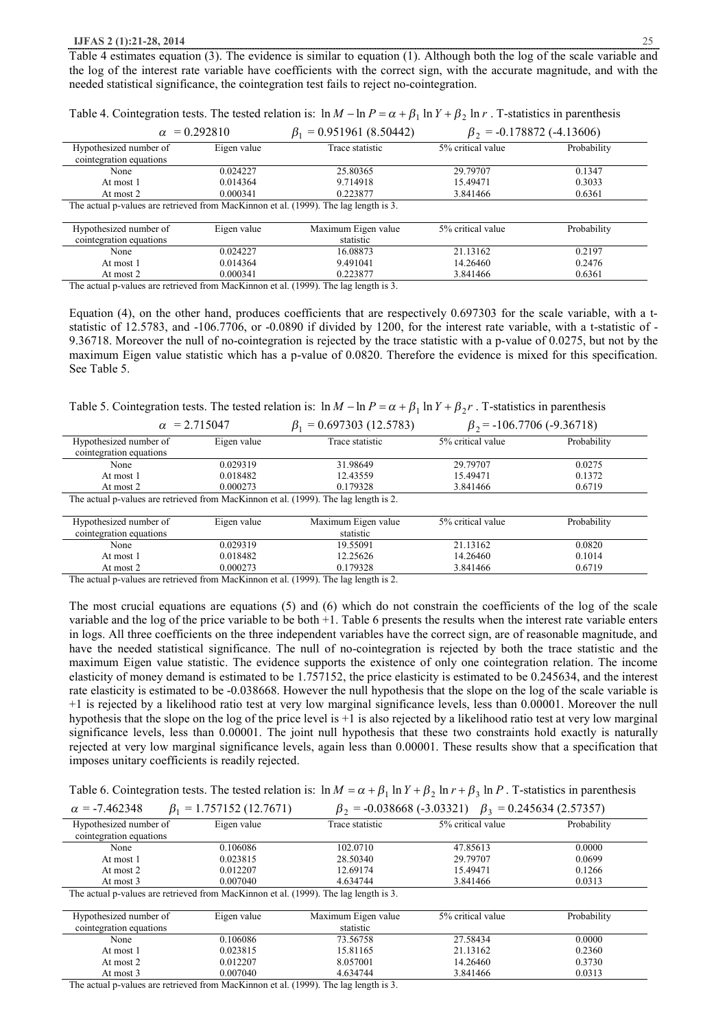Table 4 estimates equation (3). The evidence is similar to equation (1). Although both the log of the scale variable and the log of the interest rate variable have coefficients with the correct sign, with the accurate magnitude, and with the needed statistical significance, the cointegration test fails to reject no-cointegration.

Table 4. Cointegration tests. The tested relation is: $\ln M - \ln P = \alpha + \beta_1 \ln Y + \beta_2 \ln r$ . T-statistics in parenthesis

$\alpha$ = 0.292810 $\qquad$ $\beta_1$ = 0.951961 (8.50442) $\qquad$ $\beta_2$ = -0.178872 (-4.13606)

| Hypothesized number of cointegration equations | Eigen value | Trace statistic | 5% critical value | Probability |
|---|---|---|---|---|
| None | 0.024227 | 25.80365 | 29.79707 | 0.1347 |
| At most 1 | 0.014364 | 9.714918 | 15.49471 | 0.3033 |
| At most 2 | 0.000341 | 0.223877 | 3.841466 | 0.6361 |

The actual p-values are retrieved from MacKinnon et al. (1999). The lag length is 3.

| Hypothesized number of cointegration equations | Eigen value | Maximum Eigen value statistic | 5% critical value | Probability |
|---|---|---|---|---|
| None | 0.024227 | 16.08873 | 21.13162 | 0.2197 |
| At most 1 | 0.014364 | 9.491041 | 14.26460 | 0.2476 |
| At most 2 | 0.000341 | 0.223877 | 3.841466 | 0.6361 |

The actual p-values are retrieved from MacKinnon et al. (1999). The lag length is 3.

Equation (4), on the other hand, produces coefficients that are respectively 0.697303 for the scale variable, with a t-statistic of 12.5783, and -106.7706, or -0.0890 if divided by 1200, for the interest rate variable, with a t-statistic of -9.36718. Moreover the null of no-cointegration is rejected by the trace statistic with a p-value of 0.0275, but not by the maximum Eigen value statistic which has a p-value of 0.0820. Therefore the evidence is mixed for this specification. See Table 5.

Table 5. Cointegration tests. The tested relation is: $\ln M - \ln P = \alpha + \beta_1 \ln Y + \beta_2 r$ . T-statistics in parenthesis

$\alpha$ = 2.715047 $\qquad$ $\beta_1$ = 0.697303 (12.5783) $\qquad$ $\beta_2$ = -106.7706 (-9.36718)

| Hypothesized number of cointegration equations | Eigen value | Trace statistic | 5% critical value | Probability |
|---|---|---|---|---|
| None | 0.029319 | 31.98649 | 29.79707 | 0.0275 |
| At most 1 | 0.018482 | 12.43559 | 15.49471 | 0.1372 |
| At most 2 | 0.000273 | 0.179328 | 3.841466 | 0.6719 |

The actual p-values are retrieved from MacKinnon et al. (1999). The lag length is 2.

| Hypothesized number of cointegration equations | Eigen value | Maximum Eigen value statistic | 5% critical value | Probability |
|---|---|---|---|---|
| None | 0.029319 | 19.55091 | 21.13162 | 0.0820 |
| At most 1 | 0.018482 | 12.25626 | 14.26460 | 0.1014 |
| At most 2 | 0.000273 | 0.179328 | 3.841466 | 0.6719 |

The actual p-values are retrieved from MacKinnon et al. (1999). The lag length is 2.

The most crucial equations are equations (5) and (6) which do not constrain the coefficients of the log of the scale variable and the log of the price variable to be both +1. Table 6 presents the results when the interest rate variable enters in logs. All three coefficients on the three independent variables have the correct sign, are of reasonable magnitude, and have the needed statistical significance. The null of no-cointegration is rejected by both the trace statistic and the maximum Eigen value statistic. The evidence supports the existence of only one cointegration relation. The income elasticity of money demand is estimated to be 1.757152, the price elasticity is estimated to be 0.245634, and the interest rate elasticity is estimated to be -0.038668. However the null hypothesis that the slope on the log of the scale variable is +1 is rejected by a likelihood ratio test at very low marginal significance levels, less than 0.00001. Moreover the null hypothesis that the slope on the log of the price level is +1 is also rejected by a likelihood ratio test at very low marginal significance levels, less than 0.00001. The joint null hypothesis that these two constraints hold exactly is naturally rejected at very low marginal significance levels, again less than 0.00001. These results show that a specification that imposes unitary coefficients is readily rejected.

Table 6. Cointegration tests. The tested relation is: $\ln M = \alpha + \beta_1 \ln Y + \beta_2 \ln r + \beta_3 \ln P$ . T-statistics in parenthesis

$\alpha$ = -7.462348 $\qquad$ $\beta_1$ = 1.757152 (12.7671) $\qquad$ $\beta_2$ = -0.038668 (-3.03321) $\qquad$ $\beta_3$ = 0.245634 (2.57357)

| Hypothesized number of cointegration equations | Eigen value | Trace statistic | 5% critical value | Probability |
|---|---|---|---|---|
| None | 0.106086 | 102.0710 | 47.85613 | 0.0000 |
| At most 1 | 0.023815 | 28.50340 | 29.79707 | 0.0699 |
| At most 2 | 0.012207 | 12.69174 | 15.49471 | 0.1266 |
| At most 3 | 0.007040 | 4.634744 | 3.841466 | 0.0313 |

The actual p-values are retrieved from MacKinnon et al. (1999). The lag length is 3.

| Hypothesized number of cointegration equations | Eigen value | Maximum Eigen value statistic | 5% critical value | Probability |
|---|---|---|---|---|
| None | 0.106086 | 73.56758 | 27.58434 | 0.0000 |
| At most 1 | 0.023815 | 15.81165 | 21.13162 | 0.2360 |
| At most 2 | 0.012207 | 8.057001 | 14.26460 | 0.3730 |
| At most 3 | 0.007040 | 4.634744 | 3.841466 | 0.0313 |

The actual p-values are retrieved from MacKinnon et al. (1999). The lag length is 3.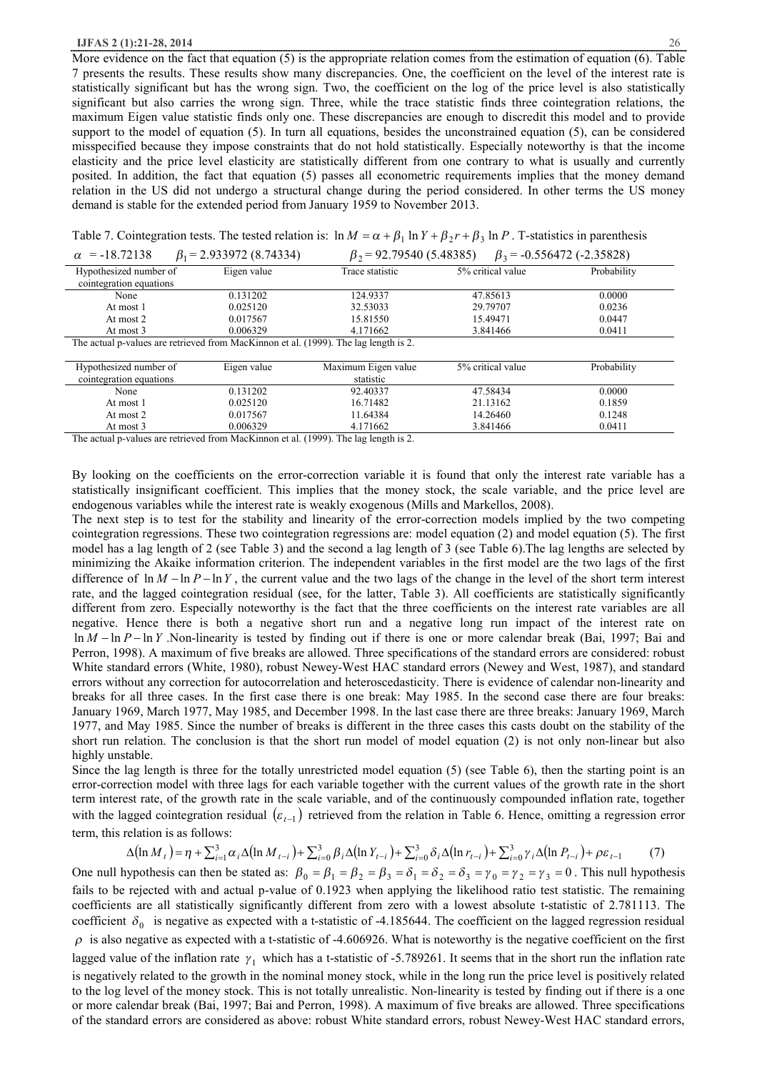More evidence on the fact that equation (5) is the appropriate relation comes from the estimation of equation (6). Table 7 presents the results. These results show many discrepancies. One, the coefficient on the level of the interest rate is statistically significant but has the wrong sign. Two, the coefficient on the log of the price level is also statistically significant but also carries the wrong sign. Three, while the trace statistic finds three cointegration relations, the maximum Eigen value statistic finds only one. These discrepancies are enough to discredit this model and to provide support to the model of equation (5). In turn all equations, besides the unconstrained equation (5), can be considered misspecified because they impose constraints that do not hold statistically. Especially noteworthy is that the income elasticity and the price level elasticity are statistically different from one contrary to what is usually and currently posited. In addition, the fact that equation (5) passes all econometric requirements implies that the money demand relation in the US did not undergo a structural change during the period considered. In other terms the US money demand is stable for the extended period from January 1959 to November 2013.

Table 7. Cointegration tests. The tested relation is: $\ln M = \alpha + \beta_1 \ln Y + \beta_2 r + \beta_3 \ln P$ . T-statistics in parenthesis

$\alpha$ = -18.72138 $\beta_1$ = 2.933972 (8.74334) $\beta_2$ = 92.79540 (5.48385) $\beta_3$ = -0.556472 (-2.35828)

| Hypothesized number of cointegration equations | Eigen value | Trace statistic | 5% critical value | Probability |
|---|---|---|---|---|
| None | 0.131202 | 124.9337 | 47.85613 | 0.0000 |
| At most 1 | 0.025120 | 32.53033 | 29.79707 | 0.0236 |
| At most 2 | 0.017567 | 15.81550 | 15.49471 | 0.0447 |
| At most 3 | 0.006329 | 4.171662 | 3.841466 | 0.0411 |

The actual p-values are retrieved from MacKinnon et al. (1999). The lag length is 2.

| Hypothesized number of cointegration equations | Eigen value | Maximum Eigen value statistic | 5% critical value | Probability |
|---|---|---|---|---|
| None | 0.131202 | 92.40337 | 47.58434 | 0.0000 |
| At most 1 | 0.025120 | 16.71482 | 21.13162 | 0.1859 |
| At most 2 | 0.017567 | 11.64384 | 14.26460 | 0.1248 |
| At most 3 | 0.006329 | 4.171662 | 3.841466 | 0.0411 |

The actual p-values are retrieved from MacKinnon et al. (1999). The lag length is 2.

By looking on the coefficients on the error-correction variable it is found that only the interest rate variable has a statistically insignificant coefficient. This implies that the money stock, the scale variable, and the price level are endogenous variables while the interest rate is weakly exogenous (Mills and Markellos, 2008).

The next step is to test for the stability and linearity of the error-correction models implied by the two competing cointegration regressions. These two cointegration regressions are: model equation (2) and model equation (5). The first model has a lag length of 2 (see Table 3) and the second a lag length of 3 (see Table 6).The lag lengths are selected by minimizing the Akaike information criterion. The independent variables in the first model are the two lags of the first difference of $\ln M - \ln P - \ln Y$ , the current value and the two lags of the change in the level of the short term interest rate, and the lagged cointegration residual (see, for the latter, Table 3). All coefficients are statistically significantly different from zero. Especially noteworthy is the fact that the three coefficients on the interest rate variables are all negative. Hence there is both a negative short run and a negative long run impact of the interest rate on $\ln M - \ln P - \ln Y$ .Non-linearity is tested by finding out if there is one or more calendar break (Bai, 1997; Bai and Perron, 1998). A maximum of five breaks are allowed. Three specifications of the standard errors are considered: robust White standard errors (White, 1980), robust Newey-West HAC standard errors (Newey and West, 1987), and standard errors without any correction for autocorrelation and heteroscedasticity. There is evidence of calendar non-linearity and breaks for all three cases. In the first case there is one break: May 1985. In the second case there are four breaks: January 1969, March 1977, May 1985, and December 1998. In the last case there are three breaks: January 1969, March 1977, and May 1985. Since the number of breaks is different in the three cases this casts doubt on the stability of the short run relation. The conclusion is that the short run model of model equation (2) is not only non-linear but also highly unstable.

Since the lag length is three for the totally unrestricted model equation (5) (see Table 6), then the starting point is an error-correction model with three lags for each variable together with the current values of the growth rate in the short term interest rate, of the growth rate in the scale variable, and of the continuously compounded inflation rate, together with the lagged cointegration residual $(\varepsilon_{t-1})$ retrieved from the relation in Table 6. Hence, omitting a regression error term, this relation is as follows:

$$\Delta(\ln M_t) = \eta + \sum_{i=1}^{3} \alpha_i \Delta(\ln M_{t-i}) + \sum_{i=0}^{3} \beta_i \Delta(\ln Y_{t-i}) + \sum_{i=0}^{3} \delta_i \Delta(\ln r_{t-i}) + \sum_{i=0}^{3} \gamma_i \Delta(\ln P_{t-i}) + \rho \varepsilon_{t-1} \qquad (7)$$

One null hypothesis can then be stated as: $\beta_0 = \beta_1 = \beta_2 = \beta_3 = \delta_1 = \delta_2 = \delta_3 = \gamma_0 = \gamma_2 = \gamma_3 = 0$ . This null hypothesis fails to be rejected with and actual p-value of 0.1923 when applying the likelihood ratio test statistic. The remaining coefficients are all statistically significantly different from zero with a lowest absolute t-statistic of 2.781113. The coefficient $\delta_0$ is negative as expected with a t-statistic of -4.185644. The coefficient on the lagged regression residual $\rho$ is also negative as expected with a t-statistic of -4.606926. What is noteworthy is the negative coefficient on the first lagged value of the inflation rate $\gamma_1$ which has a t-statistic of -5.789261. It seems that in the short run the inflation rate is negatively related to the growth in the nominal money stock, while in the long run the price level is positively related to the log level of the money stock. This is not totally unrealistic. Non-linearity is tested by finding out if there is a one or more calendar break (Bai, 1997; Bai and Perron, 1998). A maximum of five breaks are allowed. Three specifications of the standard errors are considered as above: robust White standard errors, robust Newey-West HAC standard errors,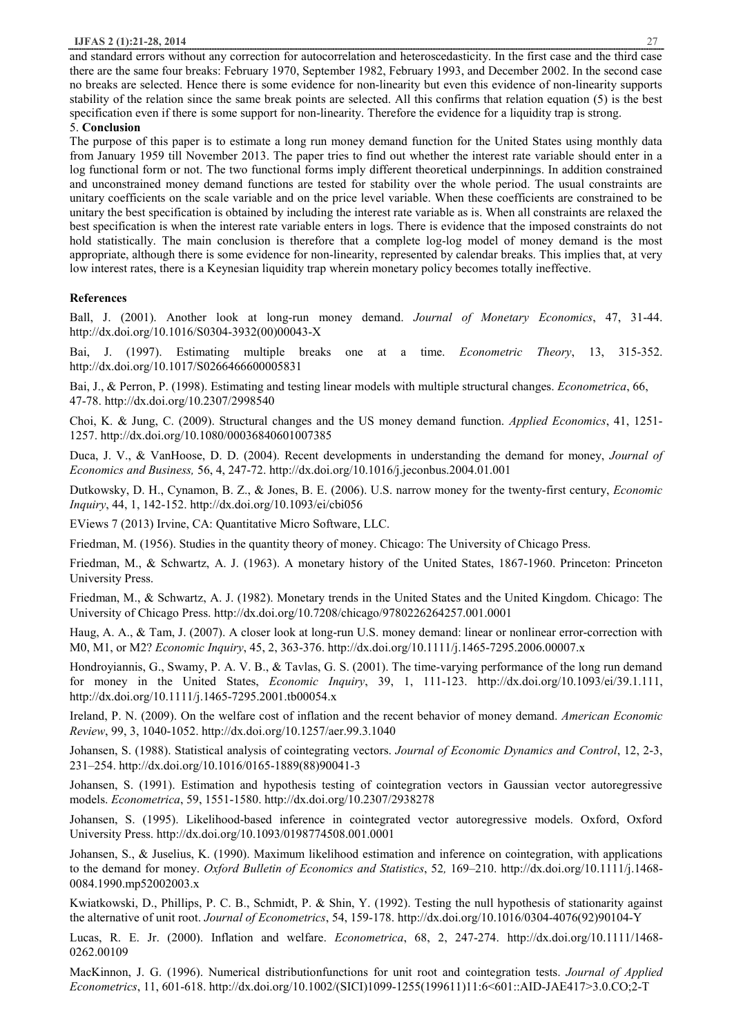and standard errors without any correction for autocorrelation and heteroscedasticity. In the first case and the third case there are the same four breaks: February 1970, September 1982, February 1993, and December 2002. In the second case no breaks are selected. Hence there is some evidence for non-linearity but even this evidence of non-linearity supports stability of the relation since the same break points are selected. All this confirms that relation equation (5) is the best specification even if there is some support for non-linearity. Therefore the evidence for a liquidity trap is strong.

## 5. Conclusion

The purpose of this paper is to estimate a long run money demand function for the United States using monthly data from January 1959 till November 2013. The paper tries to find out whether the interest rate variable should enter in a log functional form or not. The two functional forms imply different theoretical underpinnings. In addition constrained and unconstrained money demand functions are tested for stability over the whole period. The usual constraints are unitary coefficients on the scale variable and on the price level variable. When these coefficients are constrained to be unitary the best specification is obtained by including the interest rate variable as is. When all constraints are relaxed the best specification is when the interest rate variable enters in logs. There is evidence that the imposed constraints do not hold statistically. The main conclusion is therefore that a complete log-log model of money demand is the most appropriate, although there is some evidence for non-linearity, represented by calendar breaks. This implies that, at very low interest rates, there is a Keynesian liquidity trap wherein monetary policy becomes totally ineffective.

## References

Ball, J. (2001). Another look at long-run money demand. *Journal of Monetary Economics*, 47, 31-44. http://dx.doi.org/10.1016/S0304-3932(00)00043-X

Bai, J. (1997). Estimating multiple breaks one at a time. *Econometric Theory*, 13, 315-352. http://dx.doi.org/10.1017/S0266466600005831

Bai, J., & Perron, P. (1998). Estimating and testing linear models with multiple structural changes. *Econometrica*, 66, 47-78. http://dx.doi.org/10.2307/2998540

Choi, K. & Jung, C. (2009). Structural changes and the US money demand function. *Applied Economics*, 41, 1251-1257. http://dx.doi.org/10.1080/00036840601007385

Duca, J. V., & VanHoose, D. D. (2004). Recent developments in understanding the demand for money, *Journal of Economics and Business,* 56, 4, 247-72. http://dx.doi.org/10.1016/j.jeconbus.2004.01.001

Dutkowsky, D. H., Cynamon, B. Z., & Jones, B. E. (2006). U.S. narrow money for the twenty-first century, *Economic Inquiry*, 44, 1, 142-152. http://dx.doi.org/10.1093/ei/cbi056

EViews 7 (2013) Irvine, CA: Quantitative Micro Software, LLC.

Friedman, M. (1956). Studies in the quantity theory of money. Chicago: The University of Chicago Press.

Friedman, M., & Schwartz, A. J. (1963). A monetary history of the United States, 1867-1960. Princeton: Princeton University Press.

Friedman, M., & Schwartz, A. J. (1982). Monetary trends in the United States and the United Kingdom. Chicago: The University of Chicago Press. http://dx.doi.org/10.7208/chicago/9780226264257.001.0001

Haug, A. A., & Tam, J. (2007). A closer look at long-run U.S. money demand: linear or nonlinear error-correction with M0, M1, or M2? *Economic Inquiry*, 45, 2, 363-376. http://dx.doi.org/10.1111/j.1465-7295.2006.00007.x

Hondroyiannis, G., Swamy, P. A. V. B., & Tavlas, G. S. (2001). The time-varying performance of the long run demand for money in the United States, *Economic Inquiry*, 39, 1, 111-123. http://dx.doi.org/10.1093/ei/39.1.111, http://dx.doi.org/10.1111/j.1465-7295.2001.tb00054.x

Ireland, P. N. (2009). On the welfare cost of inflation and the recent behavior of money demand. *American Economic Review*, 99, 3, 1040-1052. http://dx.doi.org/10.1257/aer.99.3.1040

Johansen, S. (1988). Statistical analysis of cointegrating vectors. *Journal of Economic Dynamics and Control*, 12, 2-3, 231–254. http://dx.doi.org/10.1016/0165-1889(88)90041-3

Johansen, S. (1991). Estimation and hypothesis testing of cointegration vectors in Gaussian vector autoregressive models. *Econometrica*, 59, 1551-1580. http://dx.doi.org/10.2307/2938278

Johansen, S. (1995). Likelihood-based inference in cointegrated vector autoregressive models. Oxford, Oxford University Press. http://dx.doi.org/10.1093/0198774508.001.0001

Johansen, S., & Juselius, K. (1990). Maximum likelihood estimation and inference on cointegration, with applications to the demand for money. *Oxford Bulletin of Economics and Statistics*, 52*,* 169–210. http://dx.doi.org/10.1111/j.1468-0084.1990.mp52002003.x

Kwiatkowski, D., Phillips, P. C. B., Schmidt, P. & Shin, Y. (1992). Testing the null hypothesis of stationarity against the alternative of unit root. *Journal of Econometrics*, 54, 159-178. http://dx.doi.org/10.1016/0304-4076(92)90104-Y

Lucas, R. E. Jr. (2000). Inflation and welfare. *Econometrica*, 68, 2, 247-274. http://dx.doi.org/10.1111/1468-0262.00109

MacKinnon, J. G. (1996). Numerical distributionfunctions for unit root and cointegration tests. *Journal of Applied Econometrics*, 11, 601-618. http://dx.doi.org/10.1002/(SICI)1099-1255(199611)11:6<601::AID-JAE417>3.0.CO;2-T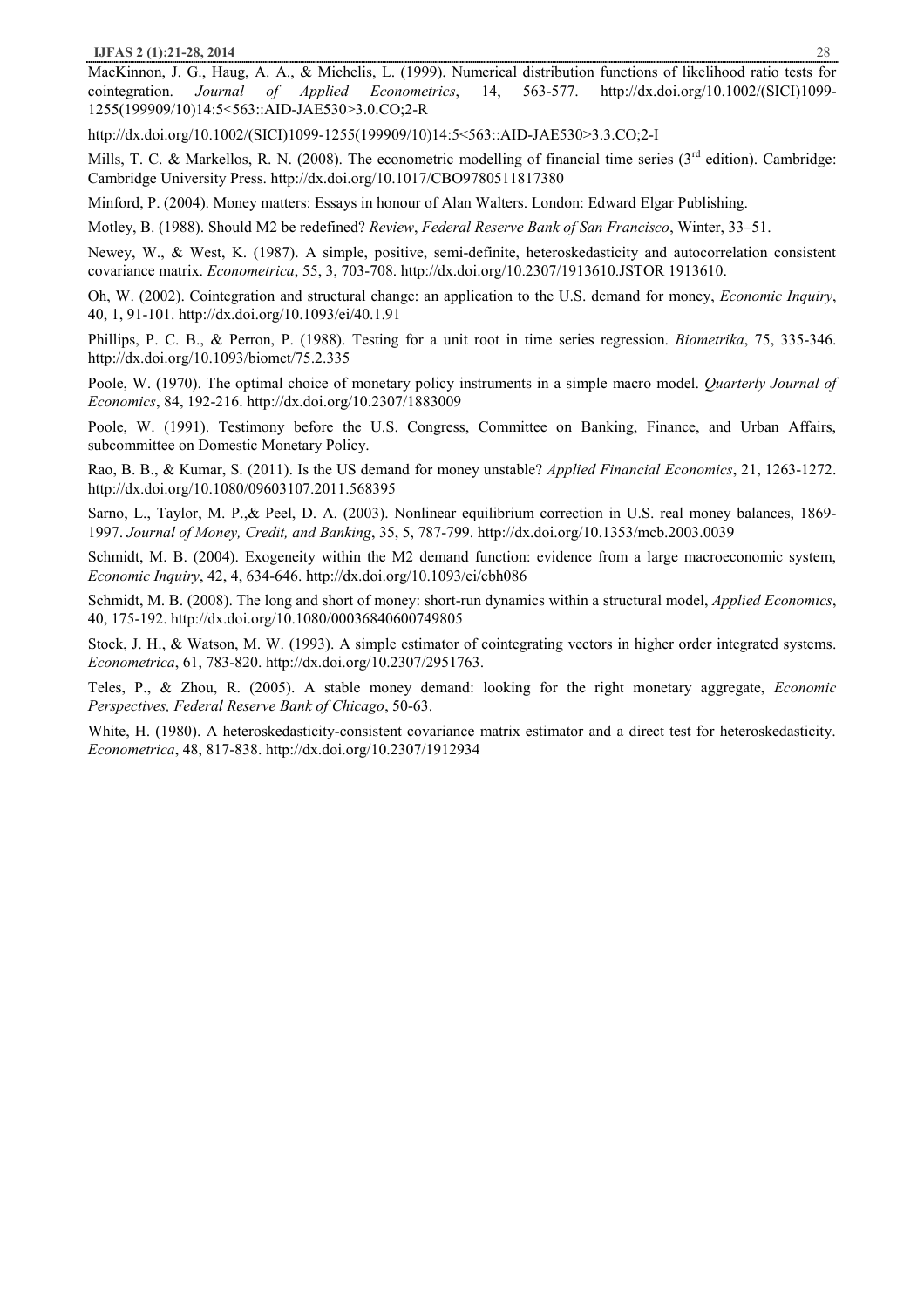MacKinnon, J. G., Haug, A. A., & Michelis, L. (1999). Numerical distribution functions of likelihood ratio tests for cointegration. *Journal of Applied Econometrics*, 14, 563-577. http://dx.doi.org/10.1002/(SICI)1099-1255(199909/10)14:5<563::AID-JAE530>3.0.CO;2-R

http://dx.doi.org/10.1002/(SICI)1099-1255(199909/10)14:5<563::AID-JAE530>3.3.CO;2-I

Mills, T. C. & Markellos, R. N. (2008). The econometric modelling of financial time series (3rd edition). Cambridge: Cambridge University Press. http://dx.doi.org/10.1017/CBO9780511817380

Minford, P. (2004). Money matters: Essays in honour of Alan Walters. London: Edward Elgar Publishing.

Motley, B. (1988). Should M2 be redefined? *Review*, *Federal Reserve Bank of San Francisco*, Winter, 33–51.

Newey, W., & West, K. (1987). A simple, positive, semi-definite, heteroskedasticity and autocorrelation consistent covariance matrix. *Econometrica*, 55, 3, 703-708. http://dx.doi.org/10.2307/1913610.JSTOR 1913610.

Oh, W. (2002). Cointegration and structural change: an application to the U.S. demand for money, *Economic Inquiry*, 40, 1, 91-101. http://dx.doi.org/10.1093/ei/40.1.91

Phillips, P. C. B., & Perron, P. (1988). Testing for a unit root in time series regression. *Biometrika*, 75, 335-346. http://dx.doi.org/10.1093/biomet/75.2.335

Poole, W. (1970). The optimal choice of monetary policy instruments in a simple macro model. *Quarterly Journal of Economics*, 84, 192-216. http://dx.doi.org/10.2307/1883009

Poole, W. (1991). Testimony before the U.S. Congress, Committee on Banking, Finance, and Urban Affairs, subcommittee on Domestic Monetary Policy.

Rao, B. B., & Kumar, S. (2011). Is the US demand for money unstable? *Applied Financial Economics*, 21, 1263-1272. http://dx.doi.org/10.1080/09603107.2011.568395

Sarno, L., Taylor, M. P.,& Peel, D. A. (2003). Nonlinear equilibrium correction in U.S. real money balances, 1869-1997. *Journal of Money, Credit, and Banking*, 35, 5, 787-799. http://dx.doi.org/10.1353/mcb.2003.0039

Schmidt, M. B. (2004). Exogeneity within the M2 demand function: evidence from a large macroeconomic system, *Economic Inquiry*, 42, 4, 634-646. http://dx.doi.org/10.1093/ei/cbh086

Schmidt, M. B. (2008). The long and short of money: short-run dynamics within a structural model, *Applied Economics*, 40, 175-192. http://dx.doi.org/10.1080/00036840600749805

Stock, J. H., & Watson, M. W. (1993). A simple estimator of cointegrating vectors in higher order integrated systems. *Econometrica*, 61, 783-820. http://dx.doi.org/10.2307/2951763.

Teles, P., & Zhou, R. (2005). A stable money demand: looking for the right monetary aggregate, *Economic Perspectives, Federal Reserve Bank of Chicago*, 50-63.

White, H. (1980). A heteroskedasticity-consistent covariance matrix estimator and a direct test for heteroskedasticity. *Econometrica*, 48, 817-838. http://dx.doi.org/10.2307/1912934